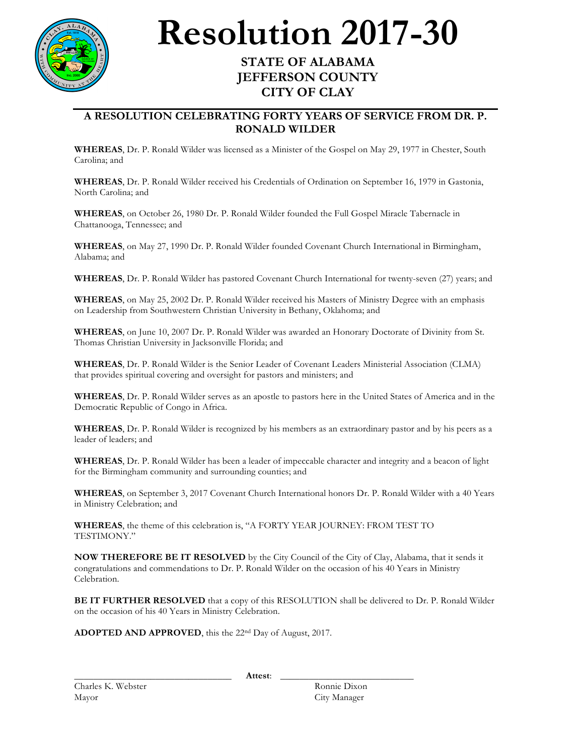# Resolution 2017-30

## STATE OF ALABAMA
## JEFFERSON COUNTY
## CITY OF CLAY

### A RESOLUTION CELEBRATING FORTY YEARS OF SERVICE FROM DR. P. RONALD WILDER

**WHEREAS**, Dr. P. Ronald Wilder was licensed as a Minister of the Gospel on May 29, 1977 in Chester, South Carolina; and

**WHEREAS**, Dr. P. Ronald Wilder received his Credentials of Ordination on September 16, 1979 in Gastonia, North Carolina; and

**WHEREAS**, on October 26, 1980 Dr. P. Ronald Wilder founded the Full Gospel Miracle Tabernacle in Chattanooga, Tennessee; and

**WHEREAS**, on May 27, 1990 Dr. P. Ronald Wilder founded Covenant Church International in Birmingham, Alabama; and

**WHEREAS**, Dr. P. Ronald Wilder has pastored Covenant Church International for twenty-seven (27) years; and

**WHEREAS**, on May 25, 2002 Dr. P. Ronald Wilder received his Masters of Ministry Degree with an emphasis on Leadership from Southwestern Christian University in Bethany, Oklahoma; and

**WHEREAS**, on June 10, 2007 Dr. P. Ronald Wilder was awarded an Honorary Doctorate of Divinity from St. Thomas Christian University in Jacksonville Florida; and

**WHEREAS**, Dr. P. Ronald Wilder is the Senior Leader of Covenant Leaders Ministerial Association (CLMA) that provides spiritual covering and oversight for pastors and ministers; and

**WHEREAS**, Dr. P. Ronald Wilder serves as an apostle to pastors here in the United States of America and in the Democratic Republic of Congo in Africa.

**WHEREAS**, Dr. P. Ronald Wilder is recognized by his members as an extraordinary pastor and by his peers as a leader of leaders; and

**WHEREAS**, Dr. P. Ronald Wilder has been a leader of impeccable character and integrity and a beacon of light for the Birmingham community and surrounding counties; and

**WHEREAS**, on September 3, 2017 Covenant Church International honors Dr. P. Ronald Wilder with a 40 Years in Ministry Celebration; and

**WHEREAS**, the theme of this celebration is, "A FORTY YEAR JOURNEY: FROM TEST TO TESTIMONY."

**NOW THEREFORE BE IT RESOLVED** by the City Council of the City of Clay, Alabama, that it sends it congratulations and commendations to Dr. P. Ronald Wilder on the occasion of his 40 Years in Ministry Celebration.

**BE IT FURTHER RESOLVED** that a copy of this RESOLUTION shall be delivered to Dr. P. Ronald Wilder on the occasion of his 40 Years in Ministry Celebration.

**ADOPTED AND APPROVED**, this the 22nd Day of August, 2017.

\_\_\_\_\_\_\_\_\_\_\_\_\_\_\_\_\_\_\_\_\_\_\_\_\_\_\_\_\_\_ **Attest**: \_\_\_\_\_\_\_\_\_\_\_\_\_\_\_\_\_\_\_\_\_\_\_\_\_\_\_\_\_\_

Charles K. Webster
Mayor

Ronnie Dixon
City Manager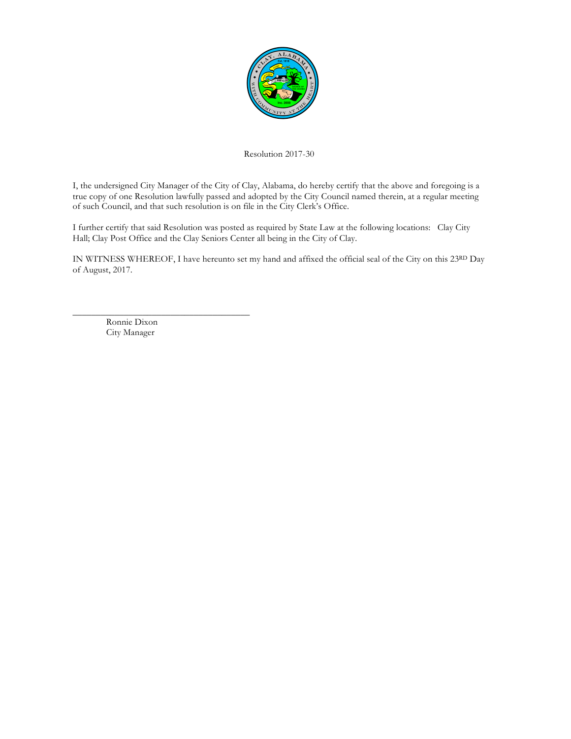Resolution 2017-30

I, the undersigned City Manager of the City of Clay, Alabama, do hereby certify that the above and foregoing is a true copy of one Resolution lawfully passed and adopted by the City Council named therein, at a regular meeting of such Council, and that such resolution is on file in the City Clerk's Office.

I further certify that said Resolution was posted as required by State Law at the following locations: Clay City Hall; Clay Post Office and the Clay Seniors Center all being in the City of Clay.

IN WITNESS WHEREOF, I have hereunto set my hand and affixed the official seal of the City on this 23RD Day of August, 2017.

\_\_\_\_\_\_\_\_\_\_\_\_\_\_\_\_\_\_\_\_\_\_\_\_\_\_\_\_\_\_\_\_\_\_\_\_\_\_

Ronnie Dixon
City Manager